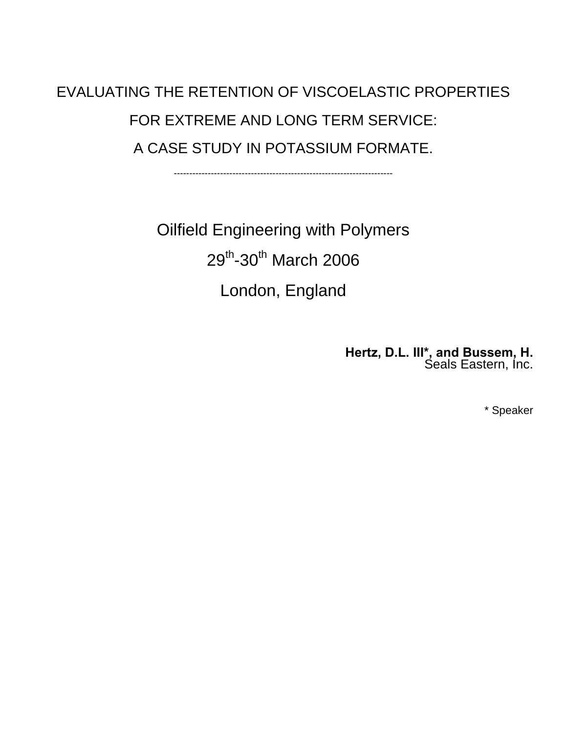# EVALUATING THE RETENTION OF VISCOELASTIC PROPERTIES FOR EXTREME AND LONG TERM SERVICE: A CASE STUDY IN POTASSIUM FORMATE.

-----------------------------------------------------------------------

Oilfield Engineering with Polymers

29th-30th March 2006

London, England

**Hertz, D.L. III*, and Bussem, H.**
Seals Eastern, Inc.

* Speaker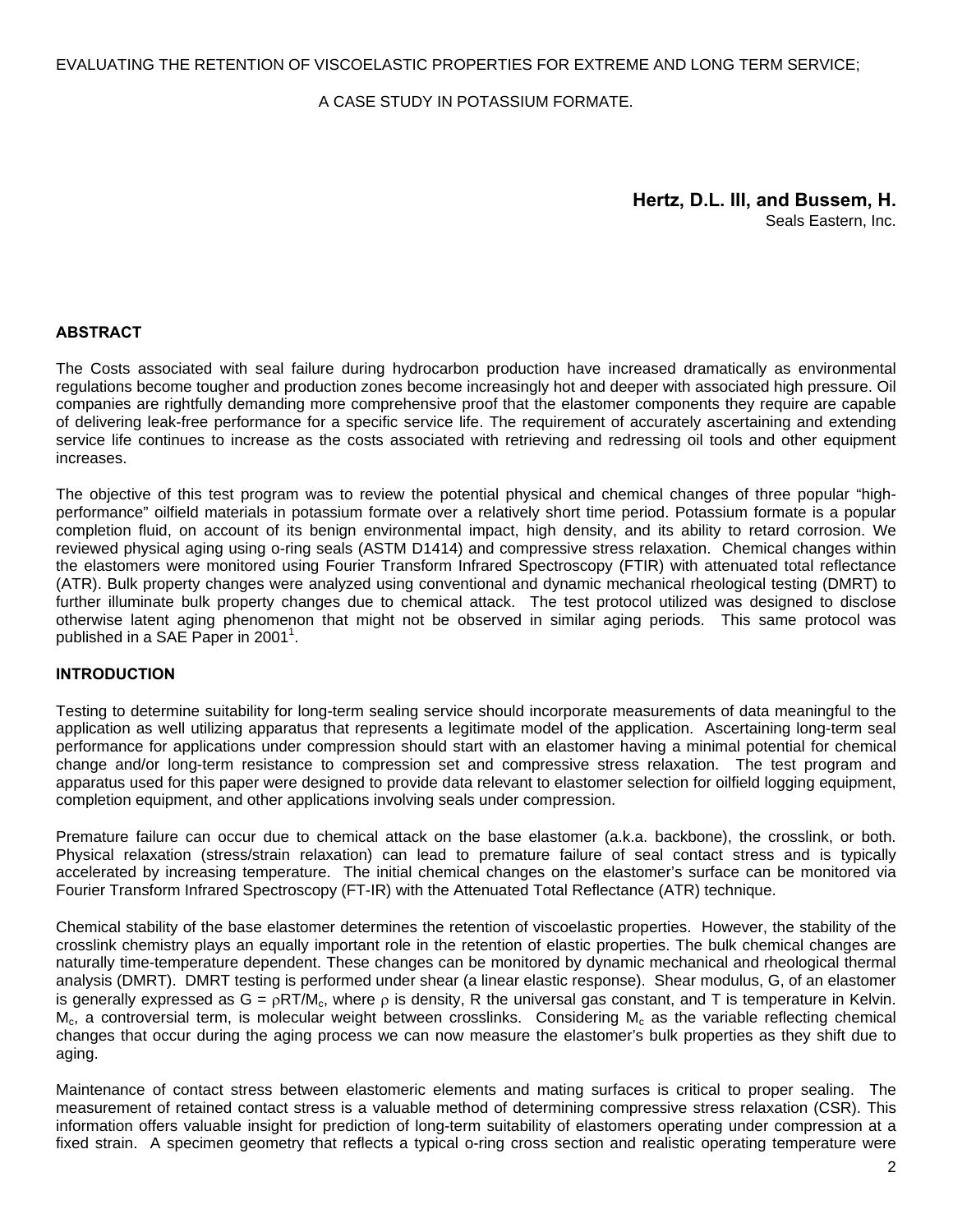EVALUATING THE RETENTION OF VISCOELASTIC PROPERTIES FOR EXTREME AND LONG TERM SERVICE;

A CASE STUDY IN POTASSIUM FORMATE.

**Hertz, D.L. III, and Bussem, H.**
Seals Eastern, Inc.

## ABSTRACT

The Costs associated with seal failure during hydrocarbon production have increased dramatically as environmental regulations become tougher and production zones become increasingly hot and deeper with associated high pressure. Oil companies are rightfully demanding more comprehensive proof that the elastomer components they require are capable of delivering leak-free performance for a specific service life. The requirement of accurately ascertaining and extending service life continues to increase as the costs associated with retrieving and redressing oil tools and other equipment increases.

The objective of this test program was to review the potential physical and chemical changes of three popular "high-performance" oilfield materials in potassium formate over a relatively short time period. Potassium formate is a popular completion fluid, on account of its benign environmental impact, high density, and its ability to retard corrosion. We reviewed physical aging using o-ring seals (ASTM D1414) and compressive stress relaxation. Chemical changes within the elastomers were monitored using Fourier Transform Infrared Spectroscopy (FTIR) with attenuated total reflectance (ATR). Bulk property changes were analyzed using conventional and dynamic mechanical rheological testing (DMRT) to further illuminate bulk property changes due to chemical attack. The test protocol utilized was designed to disclose otherwise latent aging phenomenon that might not be observed in similar aging periods. This same protocol was published in a SAE Paper in 2001[1].

## INTRODUCTION

Testing to determine suitability for long-term sealing service should incorporate measurements of data meaningful to the application as well utilizing apparatus that represents a legitimate model of the application. Ascertaining long-term seal performance for applications under compression should start with an elastomer having a minimal potential for chemical change and/or long-term resistance to compression set and compressive stress relaxation. The test program and apparatus used for this paper were designed to provide data relevant to elastomer selection for oilfield logging equipment, completion equipment, and other applications involving seals under compression.

Premature failure can occur due to chemical attack on the base elastomer (a.k.a. backbone), the crosslink, or both. Physical relaxation (stress/strain relaxation) can lead to premature failure of seal contact stress and is typically accelerated by increasing temperature. The initial chemical changes on the elastomer's surface can be monitored via Fourier Transform Infrared Spectroscopy (FT-IR) with the Attenuated Total Reflectance (ATR) technique.

Chemical stability of the base elastomer determines the retention of viscoelastic properties. However, the stability of the crosslink chemistry plays an equally important role in the retention of elastic properties. The bulk chemical changes are naturally time-temperature dependent. These changes can be monitored by dynamic mechanical and rheological thermal analysis (DMRT). DMRT testing is performed under shear (a linear elastic response). Shear modulus, G, of an elastomer is generally expressed as $G = \rho RT/M_c$, where $\rho$ is density, R the universal gas constant, and T is temperature in Kelvin. $M_c$, a controversial term, is molecular weight between crosslinks. Considering $M_c$ as the variable reflecting chemical changes that occur during the aging process we can now measure the elastomer's bulk properties as they shift due to aging.

Maintenance of contact stress between elastomeric elements and mating surfaces is critical to proper sealing. The measurement of retained contact stress is a valuable method of determining compressive stress relaxation (CSR). This information offers valuable insight for prediction of long-term suitability of elastomers operating under compression at a fixed strain. A specimen geometry that reflects a typical o-ring cross section and realistic operating temperature were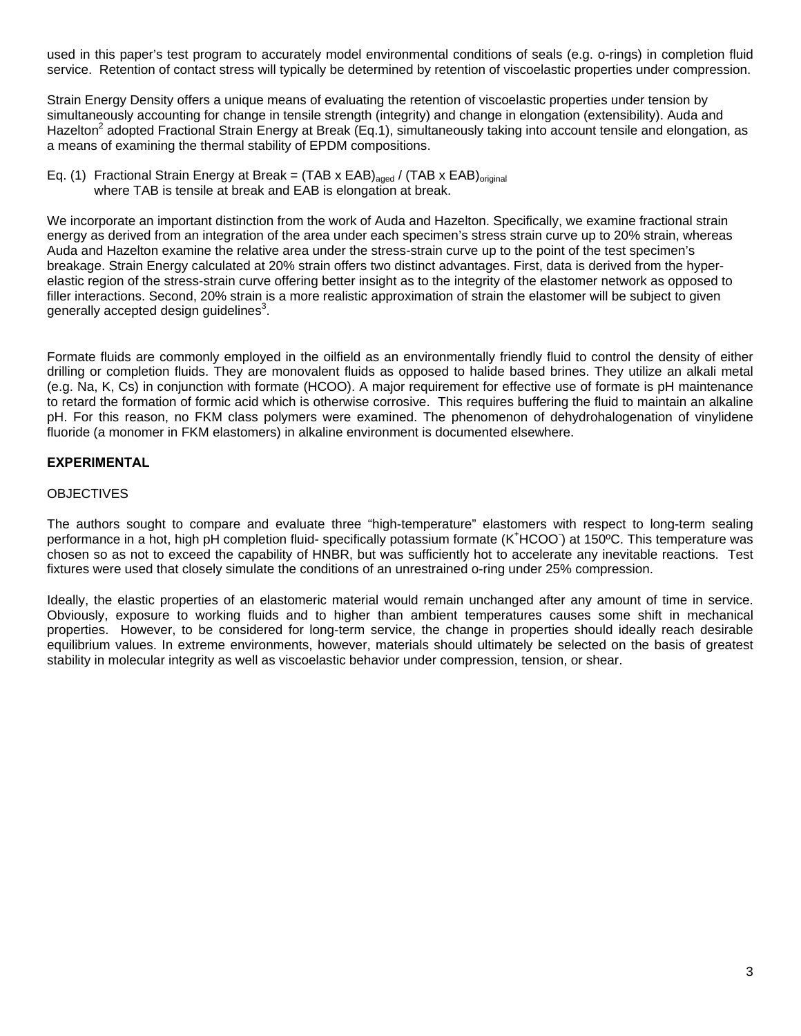used in this paper's test program to accurately model environmental conditions of seals (e.g. o-rings) in completion fluid service. Retention of contact stress will typically be determined by retention of viscoelastic properties under compression.

Strain Energy Density offers a unique means of evaluating the retention of viscoelastic properties under tension by simultaneously accounting for change in tensile strength (integrity) and change in elongation (extensibility). Auda and Hazelton[2] adopted Fractional Strain Energy at Break (Eq.1), simultaneously taking into account tensile and elongation, as a means of examining the thermal stability of EPDM compositions.

Eq. (1) Fractional Strain Energy at Break = $(TAB \times EAB)_{aged} / (TAB \times EAB)_{original}$
where TAB is tensile at break and EAB is elongation at break.

We incorporate an important distinction from the work of Auda and Hazelton. Specifically, we examine fractional strain energy as derived from an integration of the area under each specimen's stress strain curve up to 20% strain, whereas Auda and Hazelton examine the relative area under the stress-strain curve up to the point of the test specimen's breakage. Strain Energy calculated at 20% strain offers two distinct advantages. First, data is derived from the hyper-elastic region of the stress-strain curve offering better insight as to the integrity of the elastomer network as opposed to filler interactions. Second, 20% strain is a more realistic approximation of strain the elastomer will be subject to given generally accepted design guidelines[3].

Formate fluids are commonly employed in the oilfield as an environmentally friendly fluid to control the density of either drilling or completion fluids. They are monovalent fluids as opposed to halide based brines. They utilize an alkali metal (e.g. Na, K, Cs) in conjunction with formate (HCOO). A major requirement for effective use of formate is pH maintenance to retard the formation of formic acid which is otherwise corrosive. This requires buffering the fluid to maintain an alkaline pH. For this reason, no FKM class polymers were examined. The phenomenon of dehydrohalogenation of vinylidene fluoride (a monomer in FKM elastomers) in alkaline environment is documented elsewhere.

## EXPERIMENTAL

### OBJECTIVES

The authors sought to compare and evaluate three "high-temperature" elastomers with respect to long-term sealing performance in a hot, high pH completion fluid- specifically potassium formate ($K^{+}HCOO^{-}$) at 150ºC. This temperature was chosen so as not to exceed the capability of HNBR, but was sufficiently hot to accelerate any inevitable reactions. Test fixtures were used that closely simulate the conditions of an unrestrained o-ring under 25% compression.

Ideally, the elastic properties of an elastomeric material would remain unchanged after any amount of time in service. Obviously, exposure to working fluids and to higher than ambient temperatures causes some shift in mechanical properties. However, to be considered for long-term service, the change in properties should ideally reach desirable equilibrium values. In extreme environments, however, materials should ultimately be selected on the basis of greatest stability in molecular integrity as well as viscoelastic behavior under compression, tension, or shear.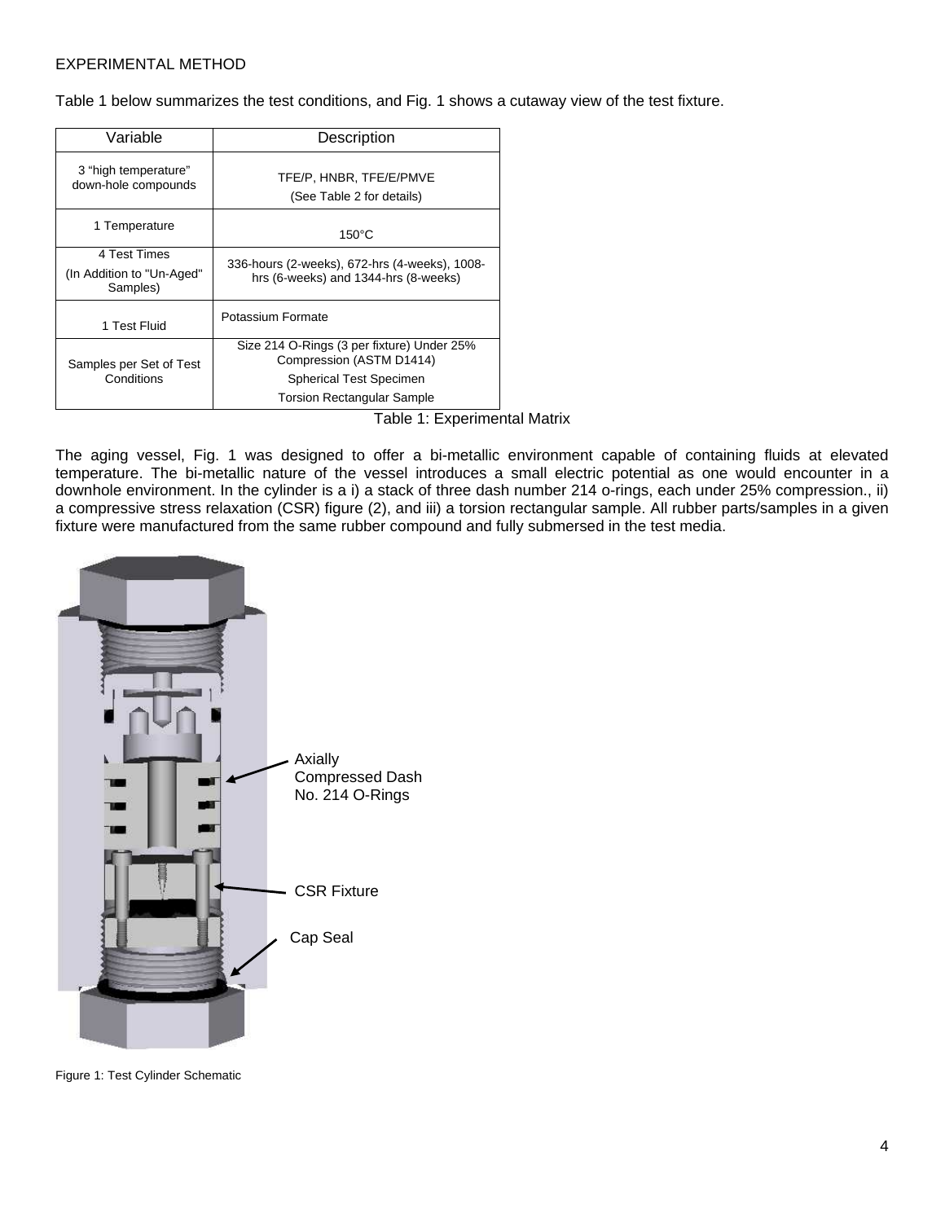EXPERIMENTAL METHOD

Table 1 below summarizes the test conditions, and Fig. 1 shows a cutaway view of the test fixture.

| Variable | Description |
|---|---|
| 3 "high temperature" down-hole compounds | TFE/P, HNBR, TFE/E/PMVE<br>(See Table 2 for details) |
| 1 Temperature | 150°C |
| 4 Test Times<br>(In Addition to "Un-Aged" Samples) | 336-hours (2-weeks), 672-hrs (4-weeks), 1008-hrs (6-weeks) and 1344-hrs (8-weeks) |
| 1 Test Fluid | Potassium Formate |
| Samples per Set of Test Conditions | Size 214 O-Rings (3 per fixture) Under 25% Compression (ASTM D1414)<br>Spherical Test Specimen<br>Torsion Rectangular Sample |

Table 1: Experimental Matrix

The aging vessel, Fig. 1 was designed to offer a bi-metallic environment capable of containing fluids at elevated temperature. The bi-metallic nature of the vessel introduces a small electric potential as one would encounter in a downhole environment. In the cylinder is a i) a stack of three dash number 214 o-rings, each under 25% compression., ii) a compressive stress relaxation (CSR) figure (2), and iii) a torsion rectangular sample. All rubber parts/samples in a given fixture were manufactured from the same rubber compound and fully submersed in the test media.

Axially Compressed Dash No. 214 O-Rings

CSR Fixture

Cap Seal

Figure 1: Test Cylinder Schematic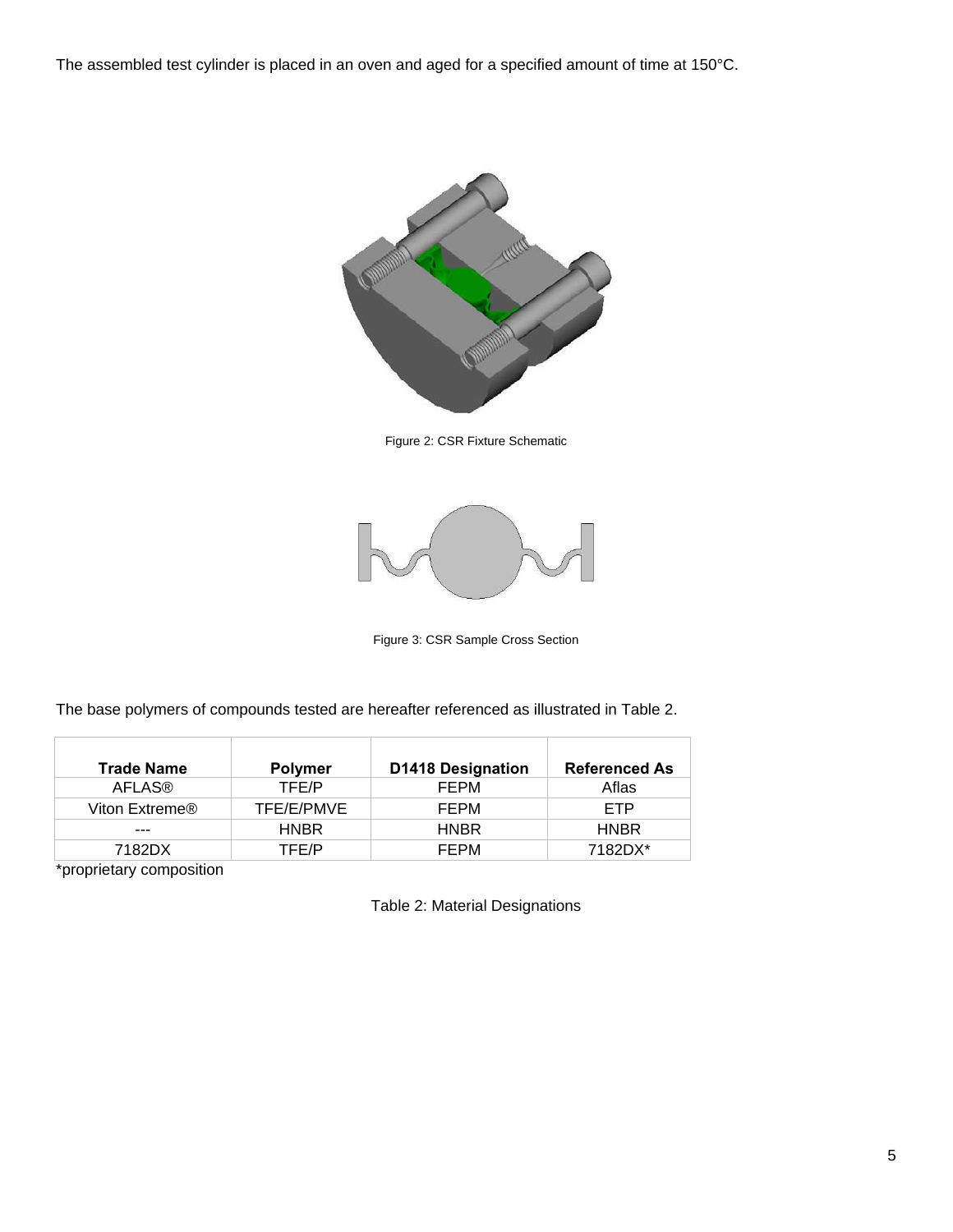The assembled test cylinder is placed in an oven and aged for a specified amount of time at 150°C.

Figure 2: CSR Fixture Schematic

Figure 3: CSR Sample Cross Section

The base polymers of compounds tested are hereafter referenced as illustrated in Table 2.

| Trade Name | Polymer | D1418 Designation | Referenced As |
|---|---|---|---|
| AFLAS® | TFE/P | FEPM | Aflas |
| Viton Extreme® | TFE/E/PMVE | FEPM | ETP |
| --- | HNBR | HNBR | HNBR |
| 7182DX | TFE/P | FEPM | 7182DX* |

*proprietary composition

Table 2: Material Designations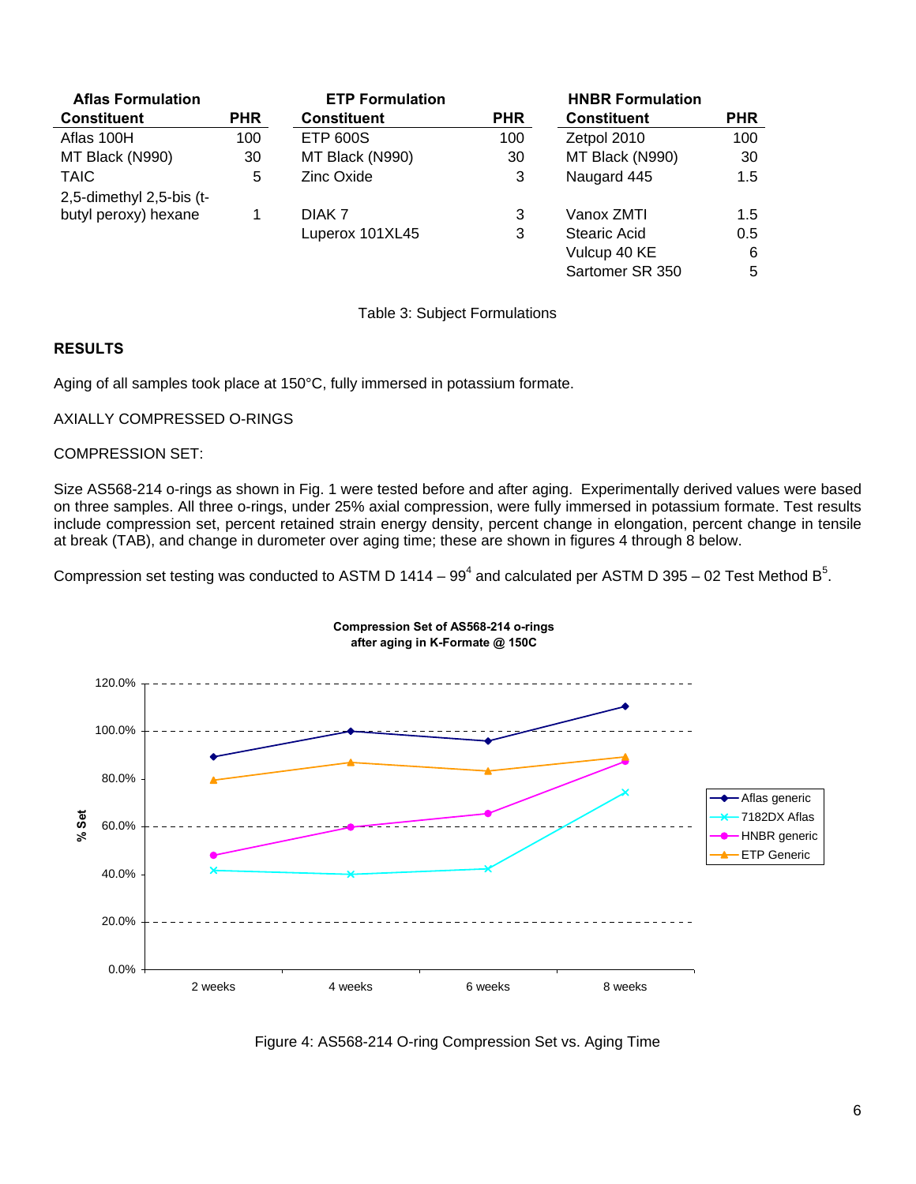| Aflas Formulation Constituent | PHR |
|---|---|
| Aflas 100H | 100 |
| MT Black (N990) | 30 |
| TAIC | 5 |
| 2,5-dimethyl 2,5-bis (t-butyl peroxy) hexane | 1 |

| ETP Formulation Constituent | PHR |
|---|---|
| ETP 600S | 100 |
| MT Black (N990) | 30 |
| Zinc Oxide | 3 |
| DIAK 7 | 3 |
| Luperox 101XL45 | 3 |

| HNBR Formulation Constituent | PHR |
|---|---|
| Zetpol 2010 | 100 |
| MT Black (N990) | 30 |
| Naugard 445 | 1.5 |
| Vanox ZMTI | 1.5 |
| Stearic Acid | 0.5 |
| Vulcup 40 KE | 6 |
| Sartomer SR 350 | 5 |

Table 3: Subject Formulations

## RESULTS

Aging of all samples took place at 150°C, fully immersed in potassium formate.

AXIALLY COMPRESSED O-RINGS

COMPRESSION SET:

Size AS568-214 o-rings as shown in Fig. 1 were tested before and after aging. Experimentally derived values were based on three samples. All three o-rings, under 25% axial compression, were fully immersed in potassium formate. Test results include compression set, percent retained strain energy density, percent change in elongation, percent change in tensile at break (TAB), and change in durometer over aging time; these are shown in figures 4 through 8 below.

Compression set testing was conducted to ASTM D 1414 – 99[4] and calculated per ASTM D 395 – 02 Test Method B[5].

Figure 4: AS568-214 O-ring Compression Set vs. Aging Time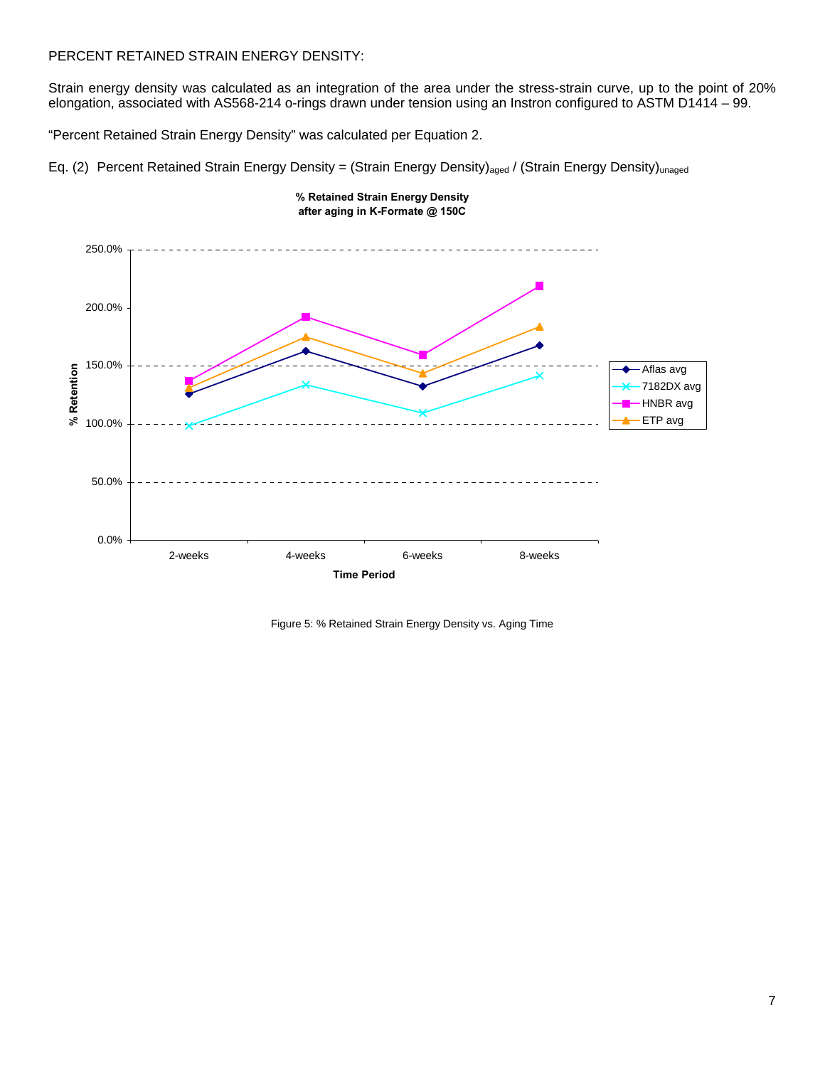PERCENT RETAINED STRAIN ENERGY DENSITY:

Strain energy density was calculated as an integration of the area under the stress-strain curve, up to the point of 20% elongation, associated with AS568-214 o-rings drawn under tension using an Instron configured to ASTM D1414 – 99.

"Percent Retained Strain Energy Density" was calculated per Equation 2.

Eq. (2) Percent Retained Strain Energy Density = $(\text{Strain Energy Density})_{aged}$ / $(\text{Strain Energy Density})_{unaged}$

**% Retained Strain Energy Density after aging in K-Formate @ 150C**

Figure 5: % Retained Strain Energy Density vs. Aging Time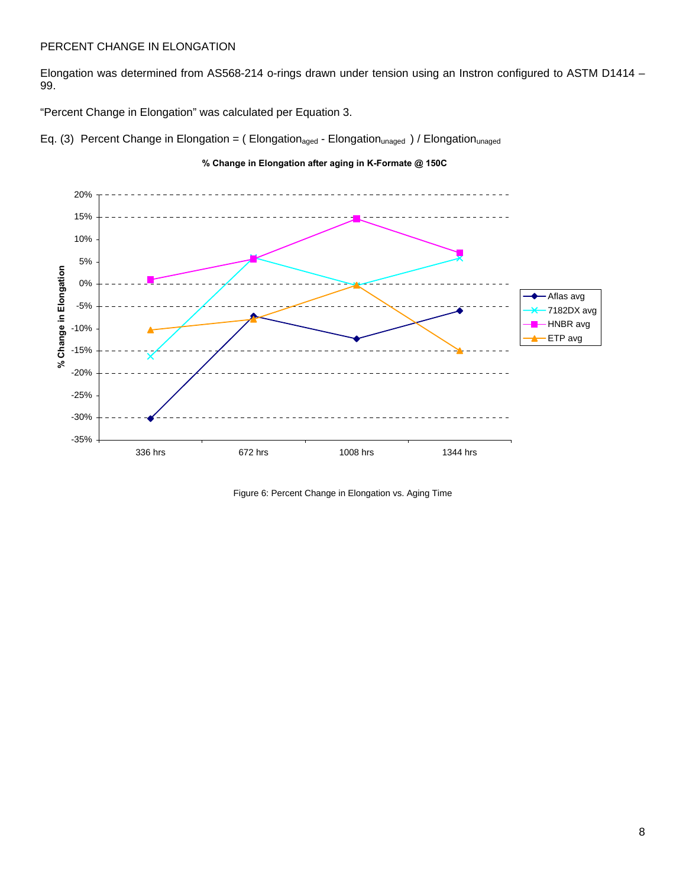PERCENT CHANGE IN ELONGATION

Elongation was determined from AS568-214 o-rings drawn under tension using an Instron configured to ASTM D1414 – 99.

"Percent Change in Elongation" was calculated per Equation 3.

Eq. (3) Percent Change in Elongation = ( $Elongation_{aged}$ - $Elongation_{unaged}$ ) / $Elongation_{unaged}$

Figure 6: Percent Change in Elongation vs. Aging Time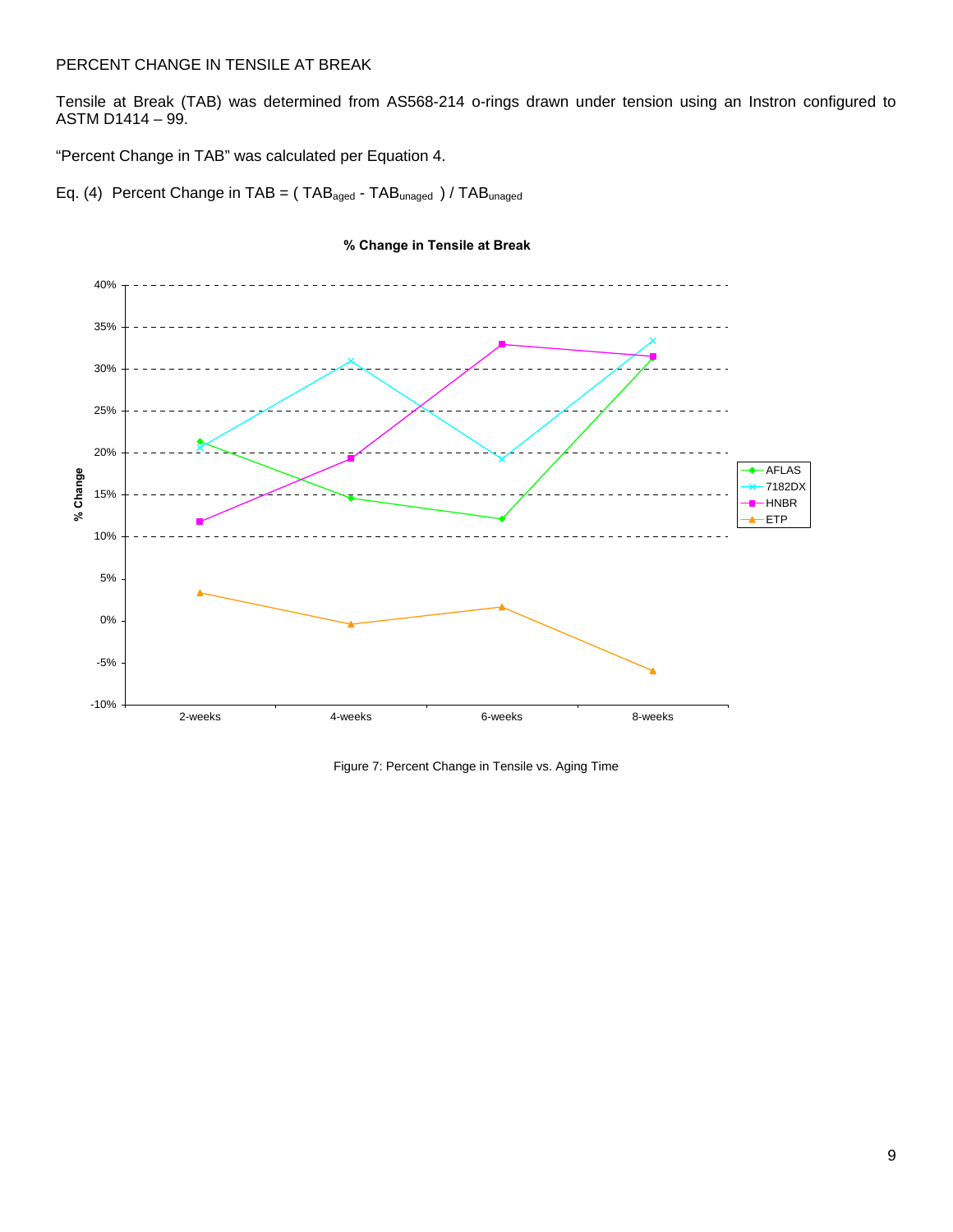PERCENT CHANGE IN TENSILE AT BREAK

Tensile at Break (TAB) was determined from AS568-214 o-rings drawn under tension using an Instron configured to ASTM D1414 – 99.

"Percent Change in TAB" was calculated per Equation 4.

Eq. (4) Percent Change in TAB = ( $TAB_{aged}$ - $TAB_{unaged}$ ) / $TAB_{unaged}$

Figure 7: Percent Change in Tensile vs. Aging Time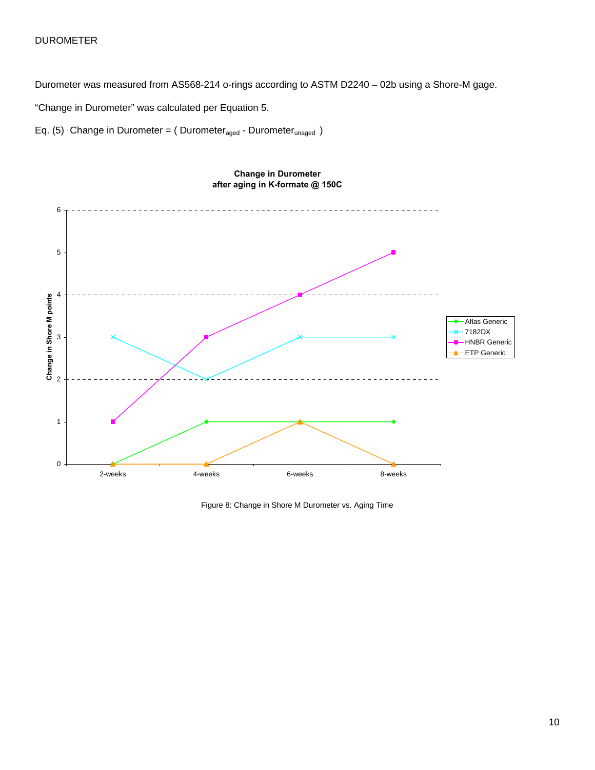DUROMETER

Durometer was measured from AS568-214 o-rings according to ASTM D2240 – 02b using a Shore-M gage.

"Change in Durometer" was calculated per Equation 5.

Eq. (5) Change in Durometer = ( $\text{Durometer}_{aged}$ - $\text{Durometer}_{unaged}$ )

Figure 8: Change in Shore M Durometer vs. Aging Time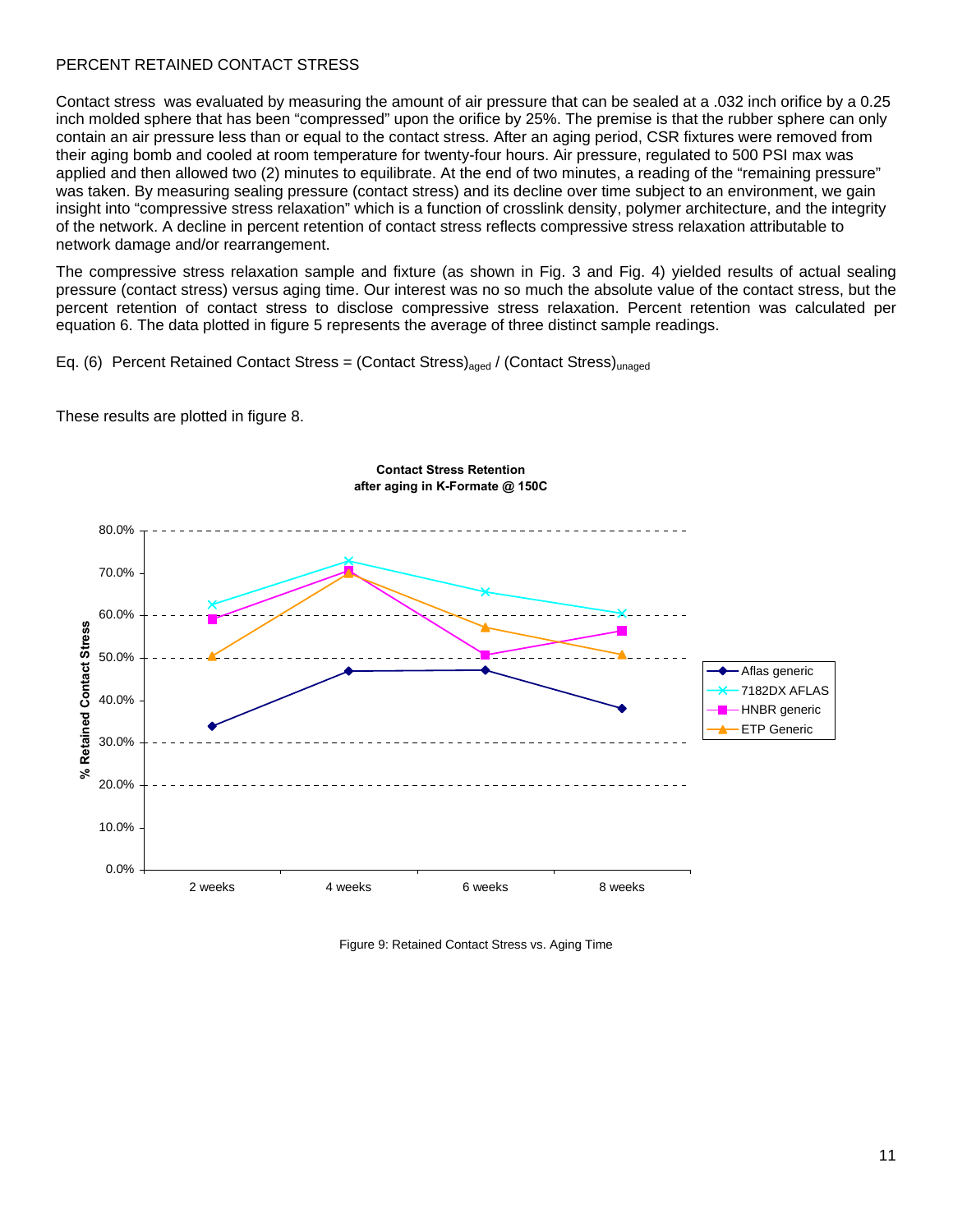## PERCENT RETAINED CONTACT STRESS

Contact stress was evaluated by measuring the amount of air pressure that can be sealed at a .032 inch orifice by a 0.25 inch molded sphere that has been "compressed" upon the orifice by 25%. The premise is that the rubber sphere can only contain an air pressure less than or equal to the contact stress. After an aging period, CSR fixtures were removed from their aging bomb and cooled at room temperature for twenty-four hours. Air pressure, regulated to 500 PSI max was applied and then allowed two (2) minutes to equilibrate. At the end of two minutes, a reading of the "remaining pressure" was taken. By measuring sealing pressure (contact stress) and its decline over time subject to an environment, we gain insight into "compressive stress relaxation" which is a function of crosslink density, polymer architecture, and the integrity of the network. A decline in percent retention of contact stress reflects compressive stress relaxation attributable to network damage and/or rearrangement.

The compressive stress relaxation sample and fixture (as shown in Fig. 3 and Fig. 4) yielded results of actual sealing pressure (contact stress) versus aging time. Our interest was no so much the absolute value of the contact stress, but the percent retention of contact stress to disclose compressive stress relaxation. Percent retention was calculated per equation 6. The data plotted in figure 5 represents the average of three distinct sample readings.

Eq. (6) Percent Retained Contact Stress = $(\text{Contact Stress})_{aged}$ / $(\text{Contact Stress})_{unaged}$

These results are plotted in figure 8.

**Contact Stress Retention after aging in K-Formate @ 150C**

Figure 9: Retained Contact Stress vs. Aging Time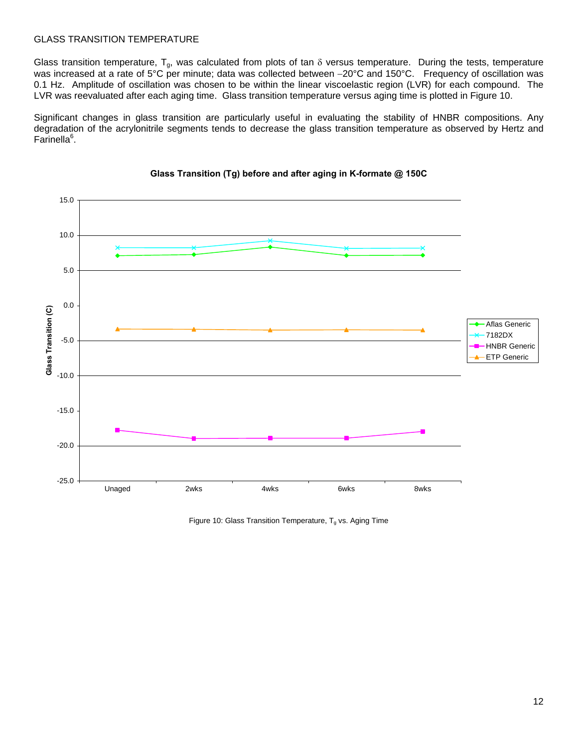GLASS TRANSITION TEMPERATURE

Glass transition temperature, $T_g$, was calculated from plots of tan $\delta$ versus temperature. During the tests, temperature was increased at a rate of 5°C per minute; data was collected between −20°C and 150°C. Frequency of oscillation was 0.1 Hz. Amplitude of oscillation was chosen to be within the linear viscoelastic region (LVR) for each compound. The LVR was reevaluated after each aging time. Glass transition temperature versus aging time is plotted in Figure 10.

Significant changes in glass transition are particularly useful in evaluating the stability of HNBR compositions. Any degradation of the acrylonitrile segments tends to decrease the glass transition temperature as observed by Hertz and Farinella[6].

**Glass Transition (Tg) before and after aging in K-formate @ 150C**

Figure 10: Glass Transition Temperature, $T_g$ vs. Aging Time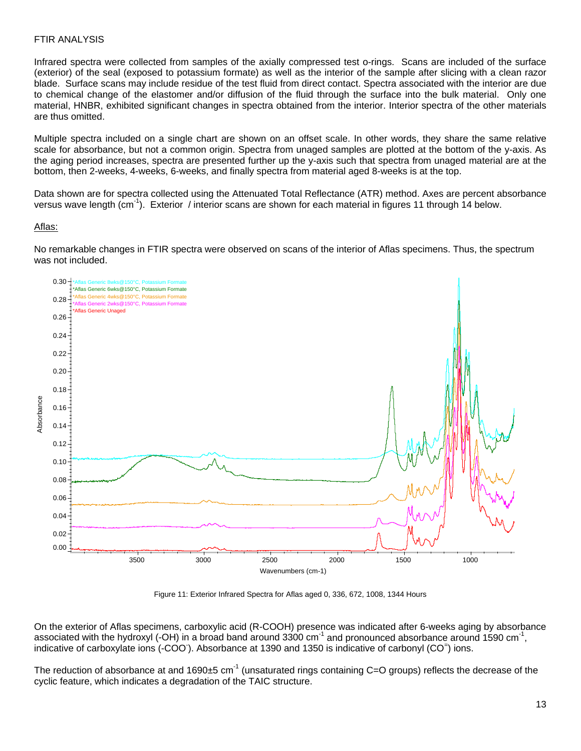FTIR ANALYSIS

Infrared spectra were collected from samples of the axially compressed test o-rings. Scans are included of the surface (exterior) of the seal (exposed to potassium formate) as well as the interior of the sample after slicing with a clean razor blade. Surface scans may include residue of the test fluid from direct contact. Spectra associated with the interior are due to chemical change of the elastomer and/or diffusion of the fluid through the surface into the bulk material. Only one material, HNBR, exhibited significant changes in spectra obtained from the interior. Interior spectra of the other materials are thus omitted.

Multiple spectra included on a single chart are shown on an offset scale. In other words, they share the same relative scale for absorbance, but not a common origin. Spectra from unaged samples are plotted at the bottom of the y-axis. As the aging period increases, spectra are presented further up the y-axis such that spectra from unaged material are at the bottom, then 2-weeks, 4-weeks, 6-weeks, and finally spectra from material aged 8-weeks is at the top.

Data shown are for spectra collected using the Attenuated Total Reflectance (ATR) method. Axes are percent absorbance versus wave length ($cm^{-1}$). Exterior / interior scans are shown for each material in figures 11 through 14 below.

Aflas:

No remarkable changes in FTIR spectra were observed on scans of the interior of Aflas specimens. Thus, the spectrum was not included.

Figure 11: Exterior Infrared Spectra for Aflas aged 0, 336, 672, 1008, 1344 Hours

On the exterior of Aflas specimens, carboxylic acid (R-COOH) presence was indicated after 6-weeks aging by absorbance associated with the hydroxyl (-OH) in a broad band around 3300 $cm^{-1}$ and pronounced absorbance around 1590 $cm^{-1}$, indicative of carboxylate ions ($-COO^-$). Absorbance at 1390 and 1350 is indicative of carbonyl ($CO^=$) ions.

The reduction of absorbance at and 1690±5 $cm^{-1}$ (unsaturated rings containing C=O groups) reflects the decrease of the cyclic feature, which indicates a degradation of the TAIC structure.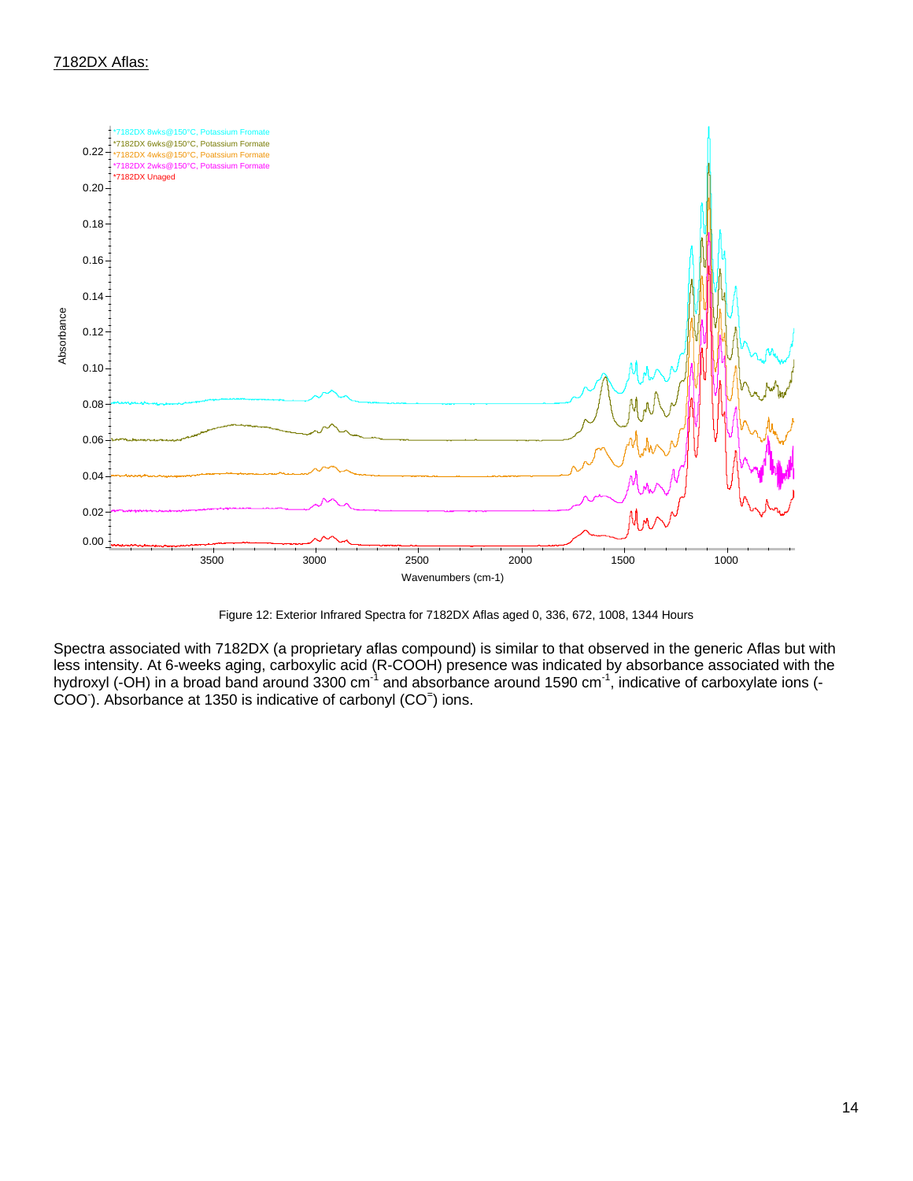7182DX Aflas:

Figure 12: Exterior Infrared Spectra for 7182DX Aflas aged 0, 336, 672, 1008, 1344 Hours

Spectra associated with 7182DX (a proprietary aflas compound) is similar to that observed in the generic Aflas but with less intensity. At 6-weeks aging, carboxylic acid (R-COOH) presence was indicated by absorbance associated with the hydroxyl (-OH) in a broad band around 3300 $cm^{-1}$ and absorbance around 1590 $cm^{-1}$, indicative of carboxylate ions ($-COO^-$). Absorbance at 1350 is indicative of carbonyl ($CO^{=}$) ions.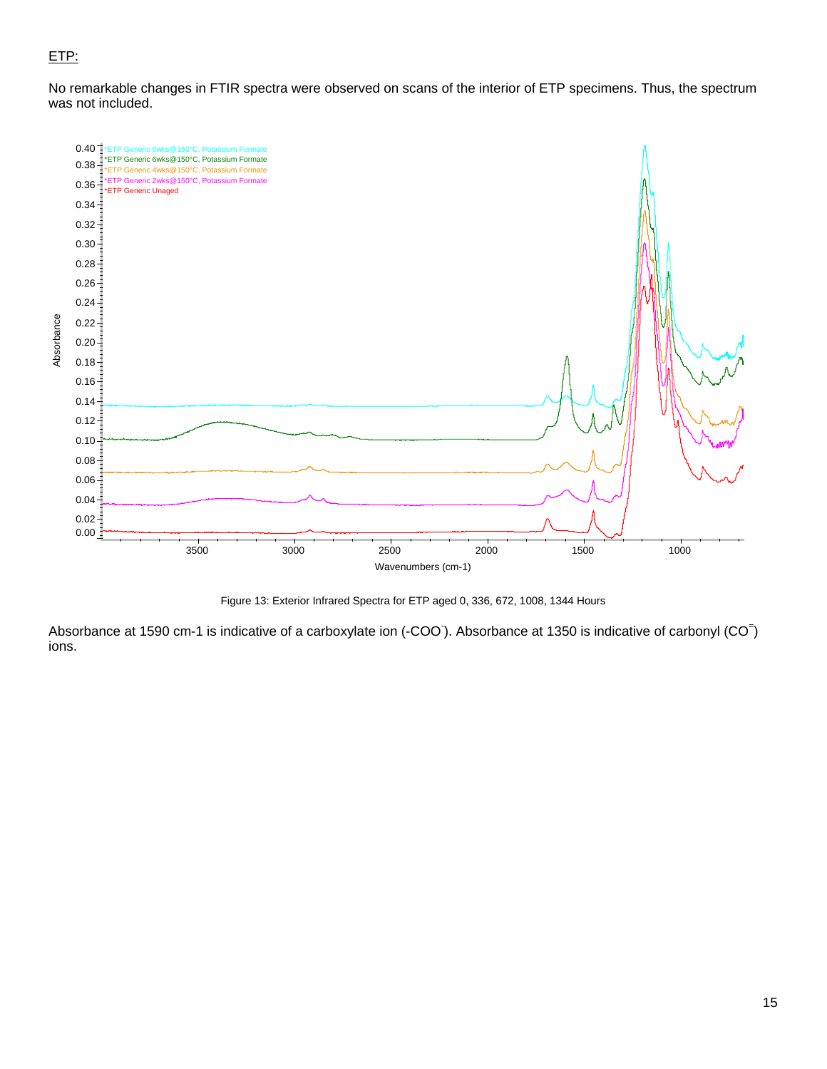ETP:

No remarkable changes in FTIR spectra were observed on scans of the interior of ETP specimens. Thus, the spectrum was not included.

Figure 13: Exterior Infrared Spectra for ETP aged 0, 336, 672, 1008, 1344 Hours

Absorbance at 1590 cm-1 is indicative of a carboxylate ion ($-COO^-$). Absorbance at 1350 is indicative of carbonyl ($CO^=$) ions.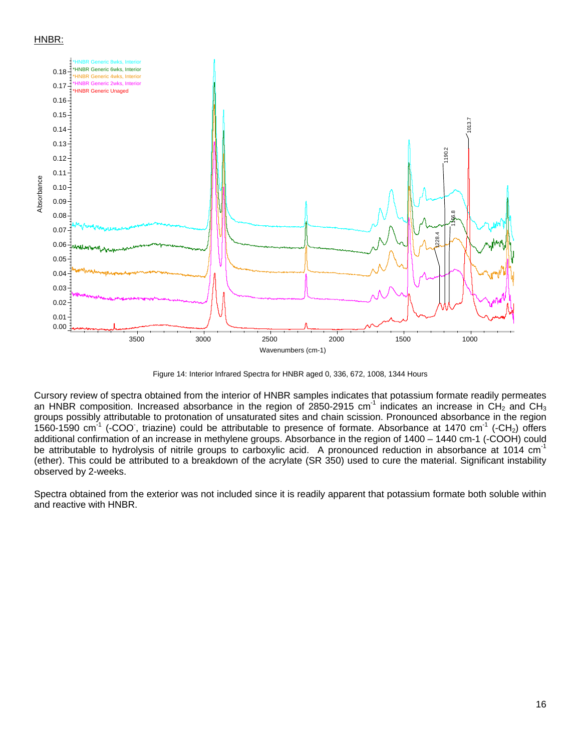HNBR:

Figure 14: Interior Infrared Spectra for HNBR aged 0, 336, 672, 1008, 1344 Hours

Cursory review of spectra obtained from the interior of HNBR samples indicates that potassium formate readily permeates an HNBR composition. Increased absorbance in the region of 2850-2915 $cm^{-1}$ indicates an increase in $CH_2$ and $CH_3$ groups possibly attributable to protonation of unsaturated sites and chain scission. Pronounced absorbance in the region 1560-1590 $cm^{-1}$ (-$COO^-$, triazine) could be attributable to presence of formate. Absorbance at 1470 $cm^{-1}$ (-$CH_2$) offers additional confirmation of an increase in methylene groups. Absorbance in the region of 1400 – 1440 cm-1 (-COOH) could be attributable to hydrolysis of nitrile groups to carboxylic acid. A pronounced reduction in absorbance at 1014 $cm^{-1}$ (ether). This could be attributed to a breakdown of the acrylate (SR 350) used to cure the material. Significant instability observed by 2-weeks.

Spectra obtained from the exterior was not included since it is readily apparent that potassium formate both soluble within and reactive with HNBR.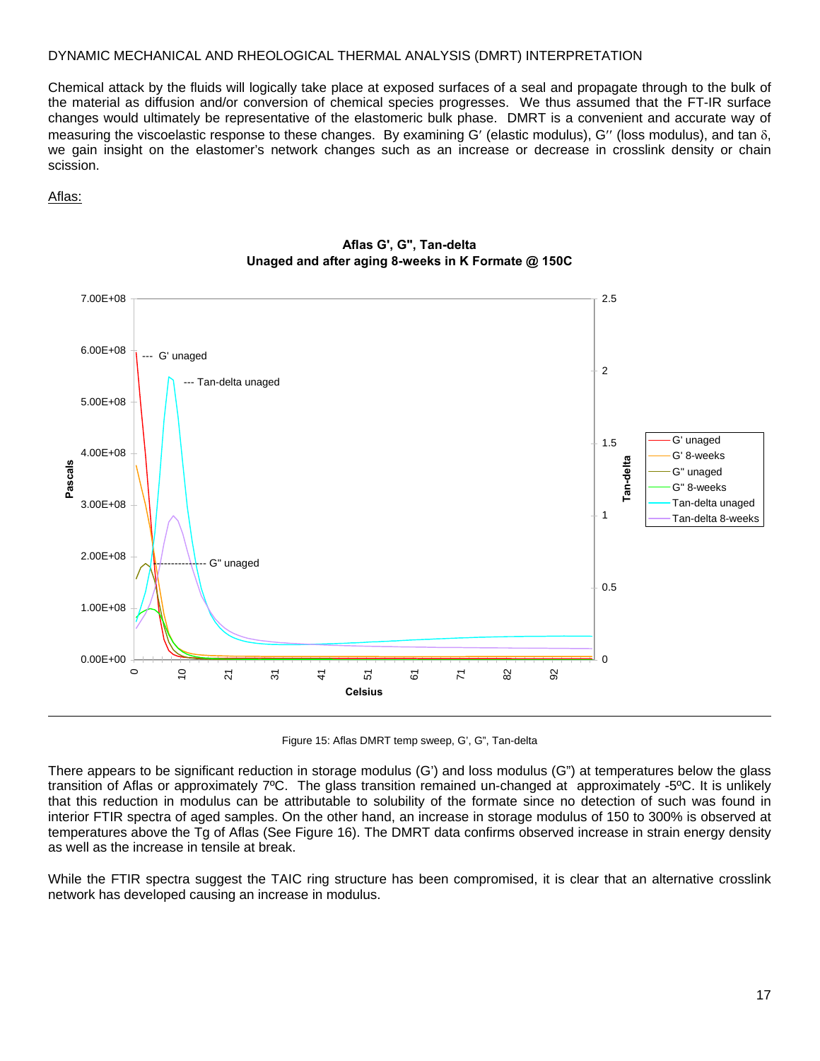DYNAMIC MECHANICAL AND RHEOLOGICAL THERMAL ANALYSIS (DMRT) INTERPRETATION

Chemical attack by the fluids will logically take place at exposed surfaces of a seal and propagate through to the bulk of the material as diffusion and/or conversion of chemical species progresses. We thus assumed that the FT-IR surface changes would ultimately be representative of the elastomeric bulk phase. DMRT is a convenient and accurate way of measuring the viscoelastic response to these changes. By examining G′ (elastic modulus), G′′ (loss modulus), and tan δ, we gain insight on the elastomer's network changes such as an increase or decrease in crosslink density or chain scission.

Aflas:

Figure 15: Aflas DMRT temp sweep, G', G", Tan-delta

There appears to be significant reduction in storage modulus (G') and loss modulus (G") at temperatures below the glass transition of Aflas or approximately 7ºC. The glass transition remained un-changed at approximately -5ºC. It is unlikely that this reduction in modulus can be attributable to solubility of the formate since no detection of such was found in interior FTIR spectra of aged samples. On the other hand, an increase in storage modulus of 150 to 300% is observed at temperatures above the Tg of Aflas (See Figure 16). The DMRT data confirms observed increase in strain energy density as well as the increase in tensile at break.

While the FTIR spectra suggest the TAIC ring structure has been compromised, it is clear that an alternative crosslink network has developed causing an increase in modulus.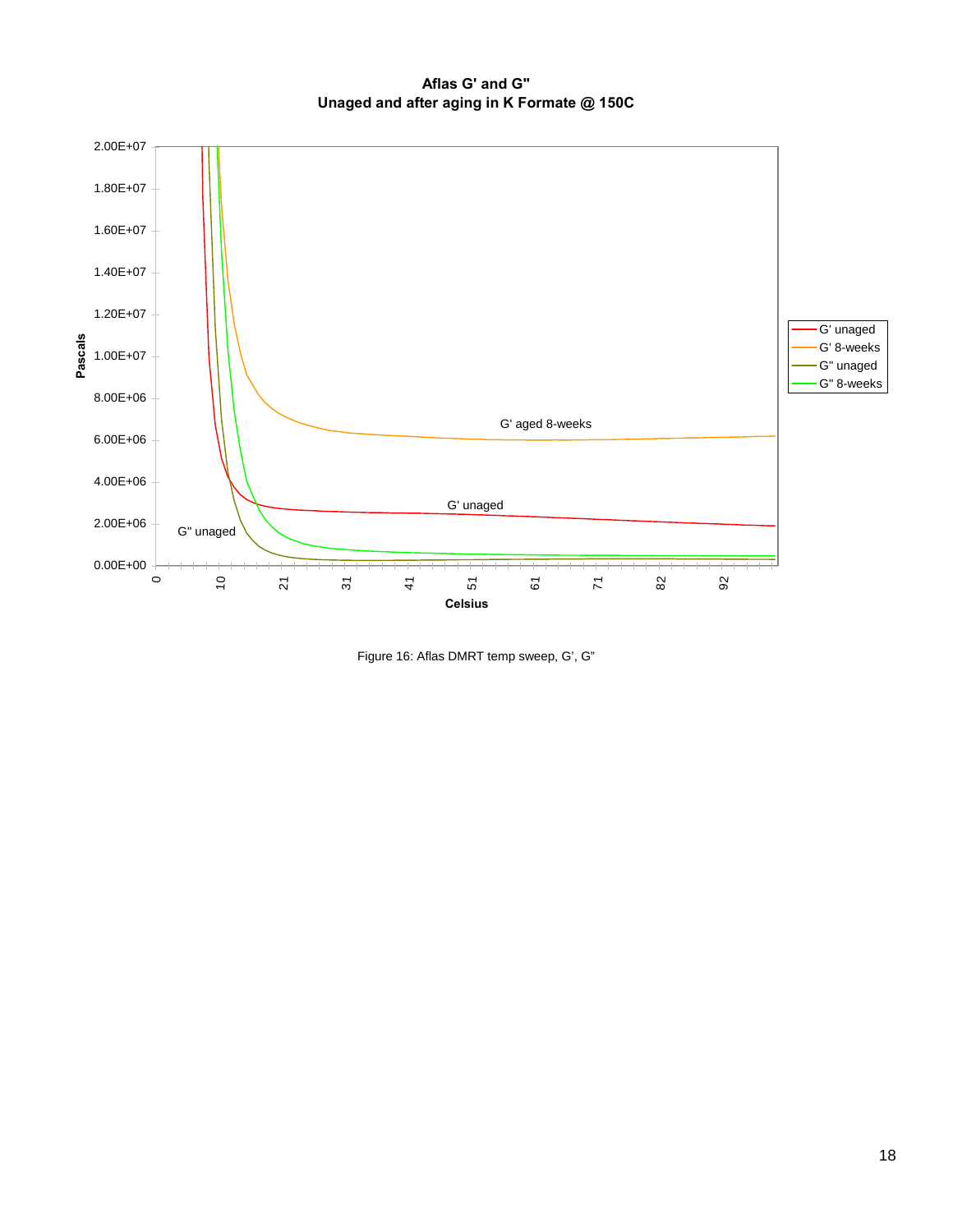**Aflas G' and G"**
**Unaged and after aging in K Formate @ 150C**

Figure 16: Aflas DMRT temp sweep, G', G"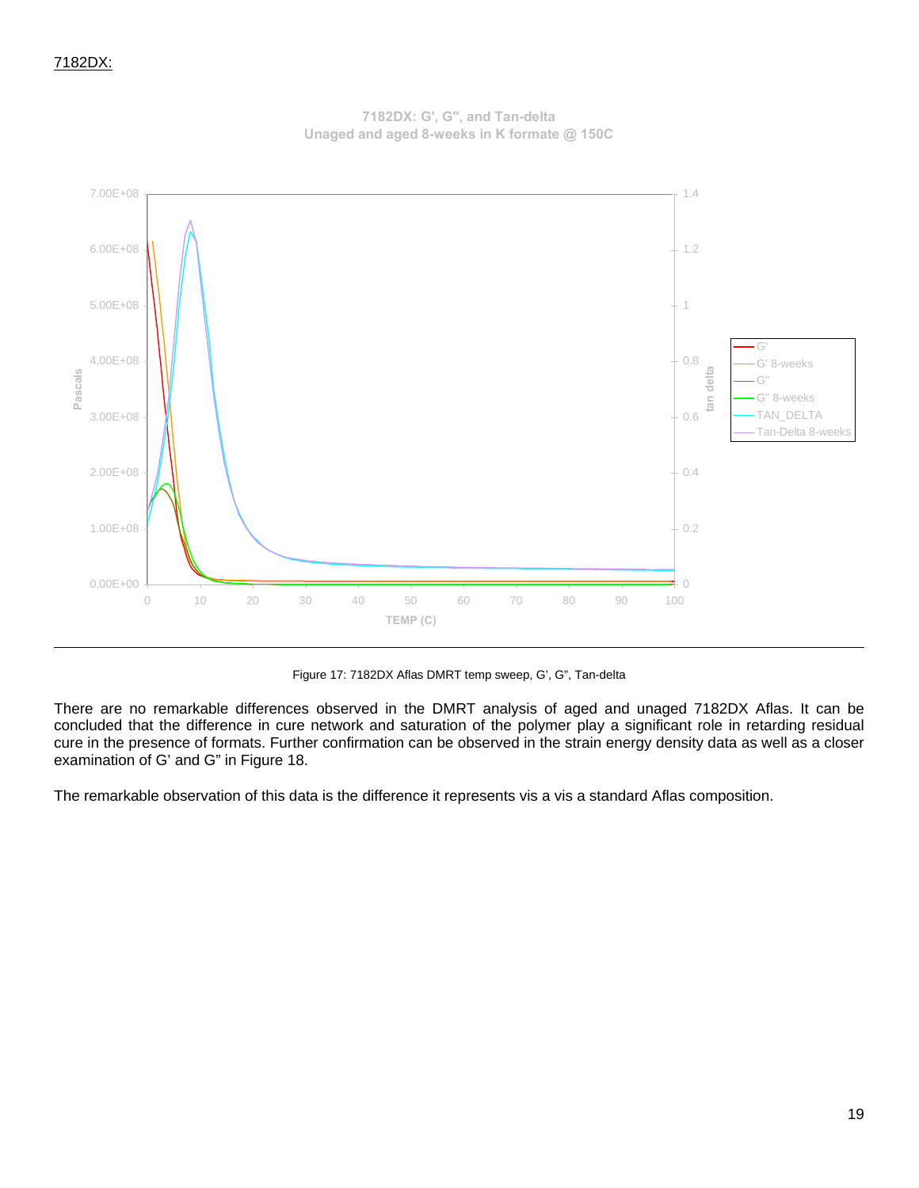7182DX:

Figure 17: 7182DX Aflas DMRT temp sweep, G', G", Tan-delta

There are no remarkable differences observed in the DMRT analysis of aged and unaged 7182DX Aflas. It can be concluded that the difference in cure network and saturation of the polymer play a significant role in retarding residual cure in the presence of formats. Further confirmation can be observed in the strain energy density data as well as a closer examination of G' and G" in Figure 18.

The remarkable observation of this data is the difference it represents vis a vis a standard Aflas composition.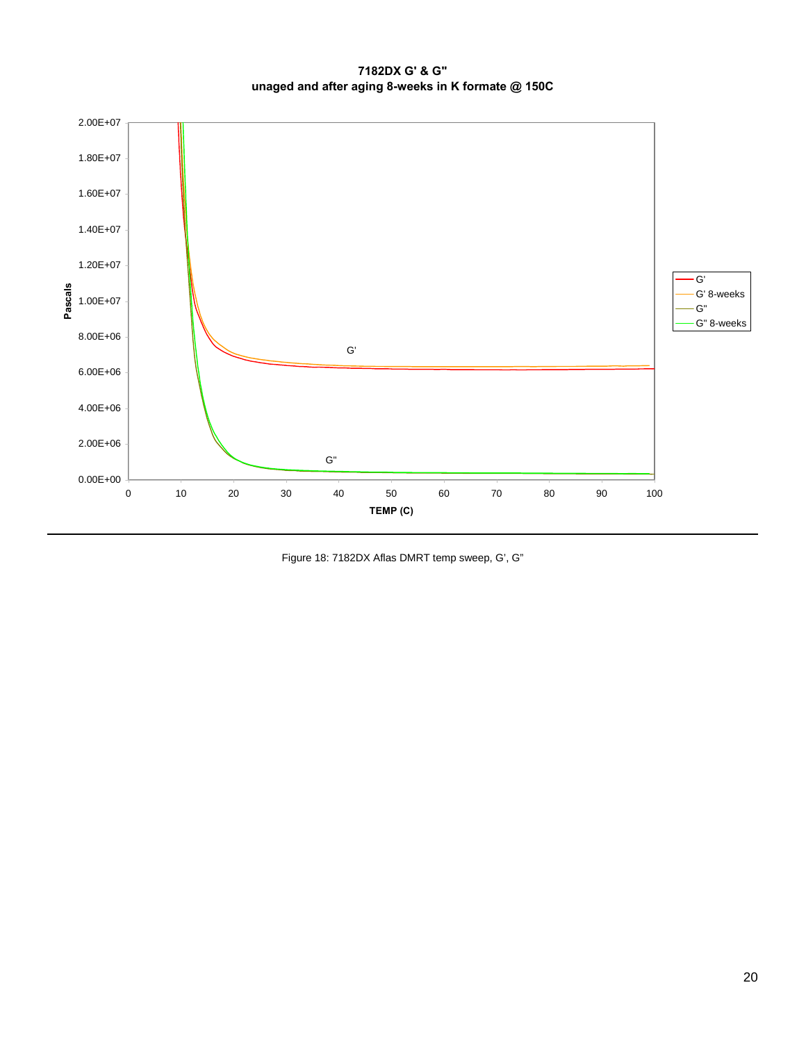Figure 18: 7182DX Aflas DMRT temp sweep, G', G"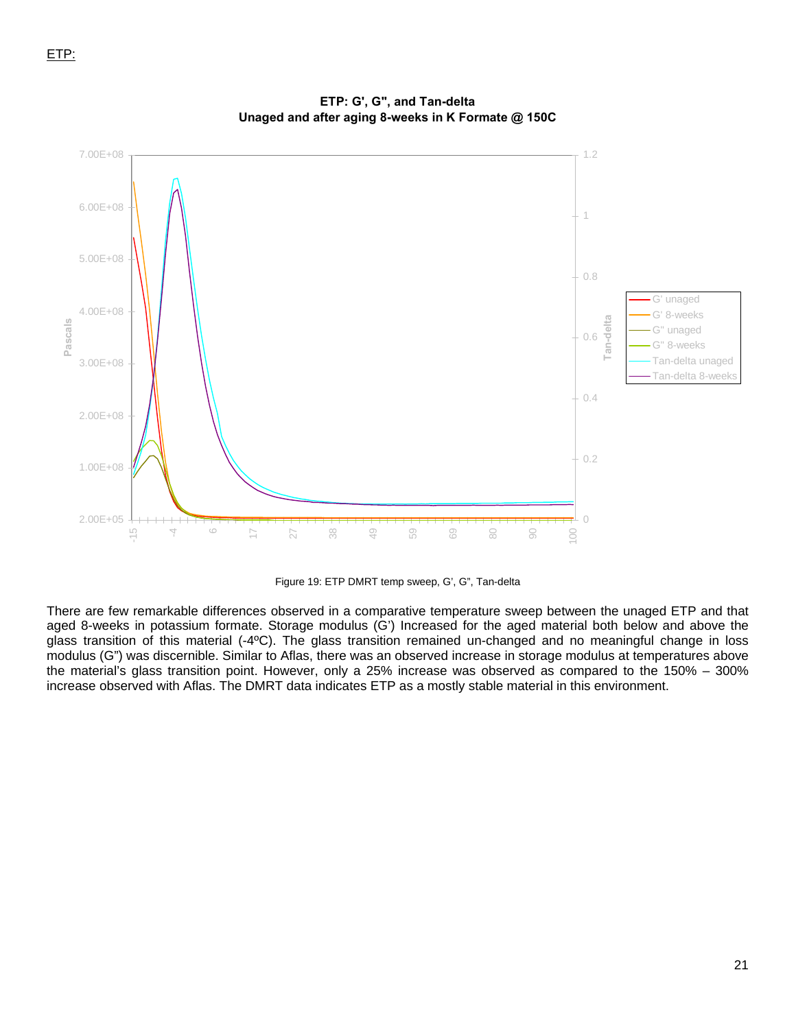ETP:

Figure 19: ETP DMRT temp sweep, G', G", Tan-delta

There are few remarkable differences observed in a comparative temperature sweep between the unaged ETP and that aged 8-weeks in potassium formate. Storage modulus (G') Increased for the aged material both below and above the glass transition of this material (-4ºC). The glass transition remained un-changed and no meaningful change in loss modulus (G") was discernible. Similar to Aflas, there was an observed increase in storage modulus at temperatures above the material's glass transition point. However, only a 25% increase was observed as compared to the 150% – 300% increase observed with Aflas. The DMRT data indicates ETP as a mostly stable material in this environment.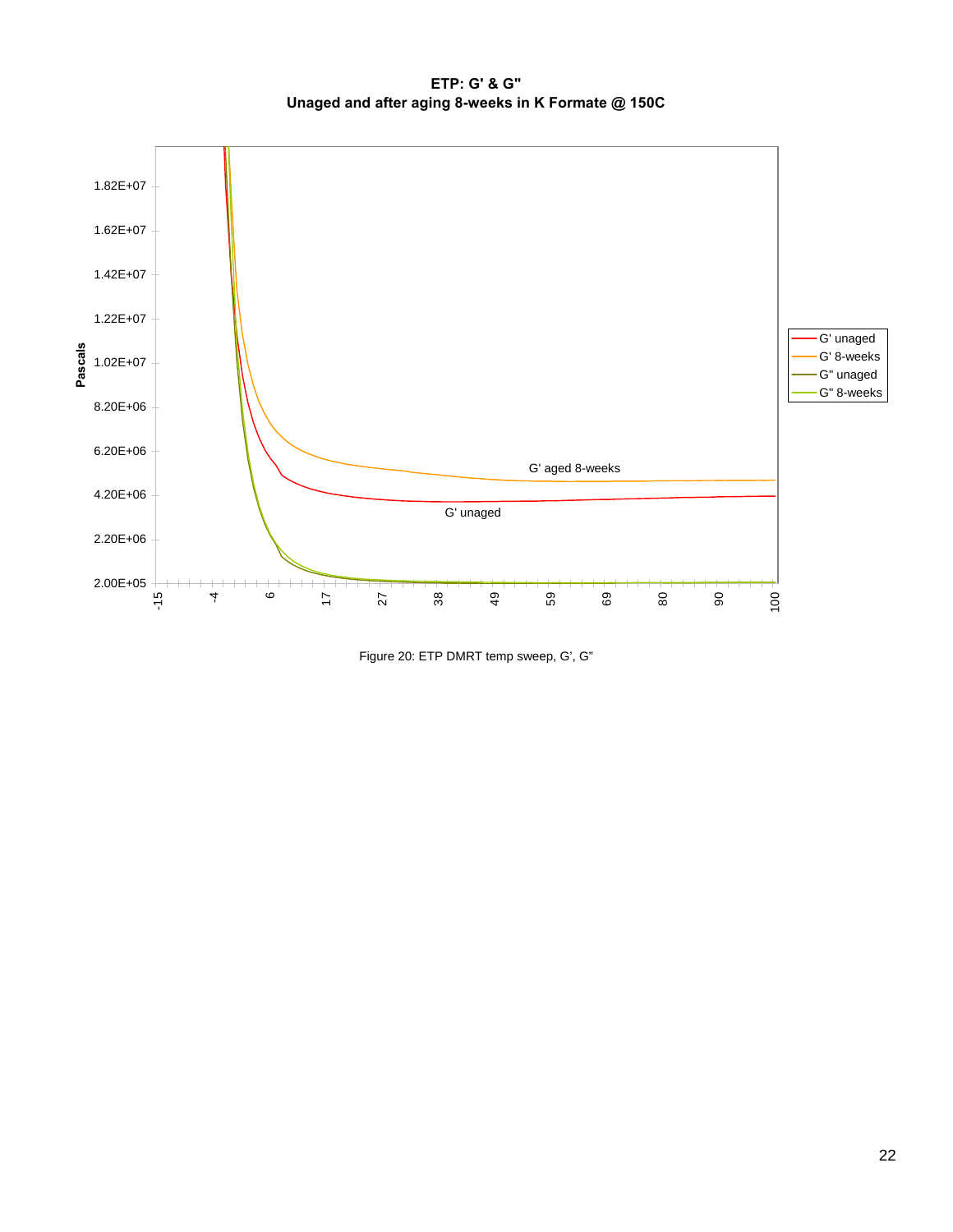Figure 20: ETP DMRT temp sweep, G', G"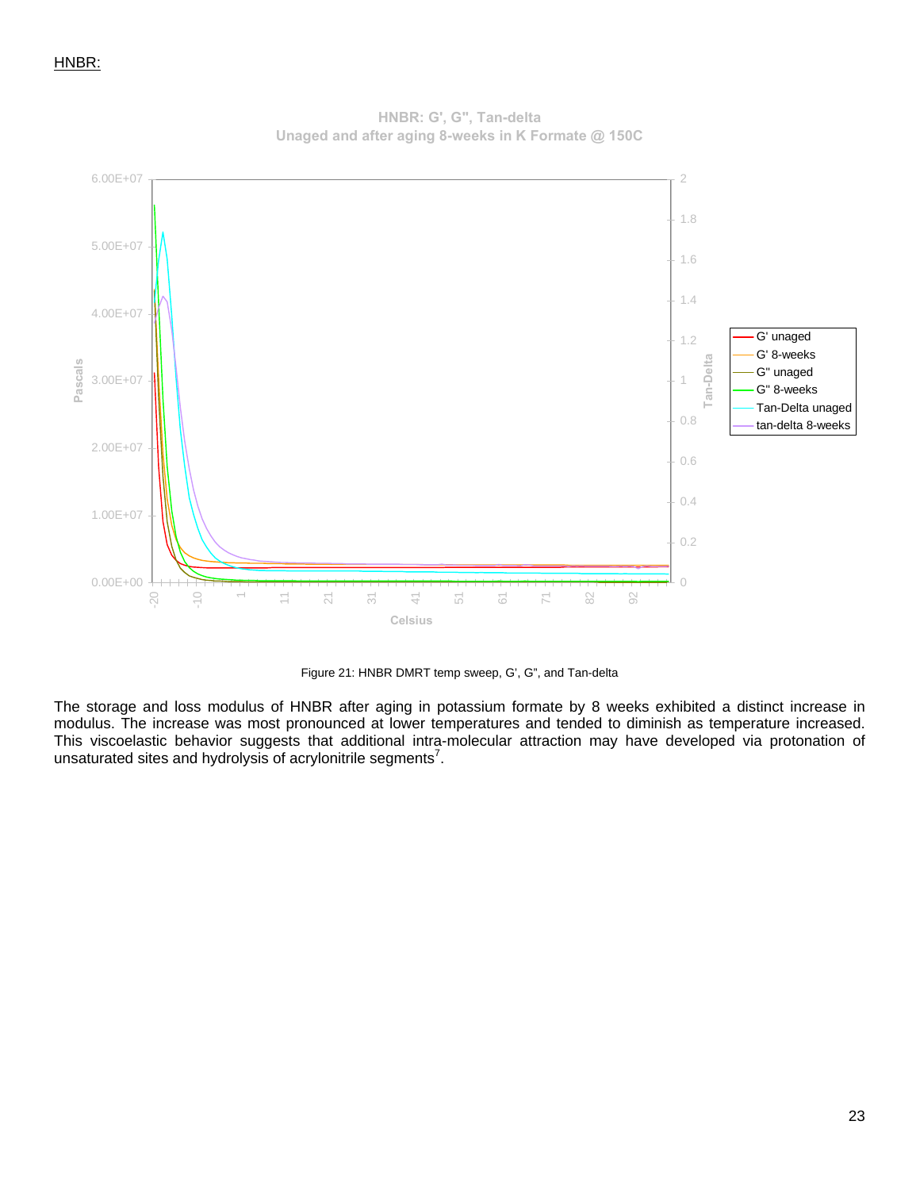HNBR:

Figure 21: HNBR DMRT temp sweep, G', G", and Tan-delta

The storage and loss modulus of HNBR after aging in potassium formate by 8 weeks exhibited a distinct increase in modulus. The increase was most pronounced at lower temperatures and tended to diminish as temperature increased. This viscoelastic behavior suggests that additional intra-molecular attraction may have developed via protonation of unsaturated sites and hydrolysis of acrylonitrile segments[7].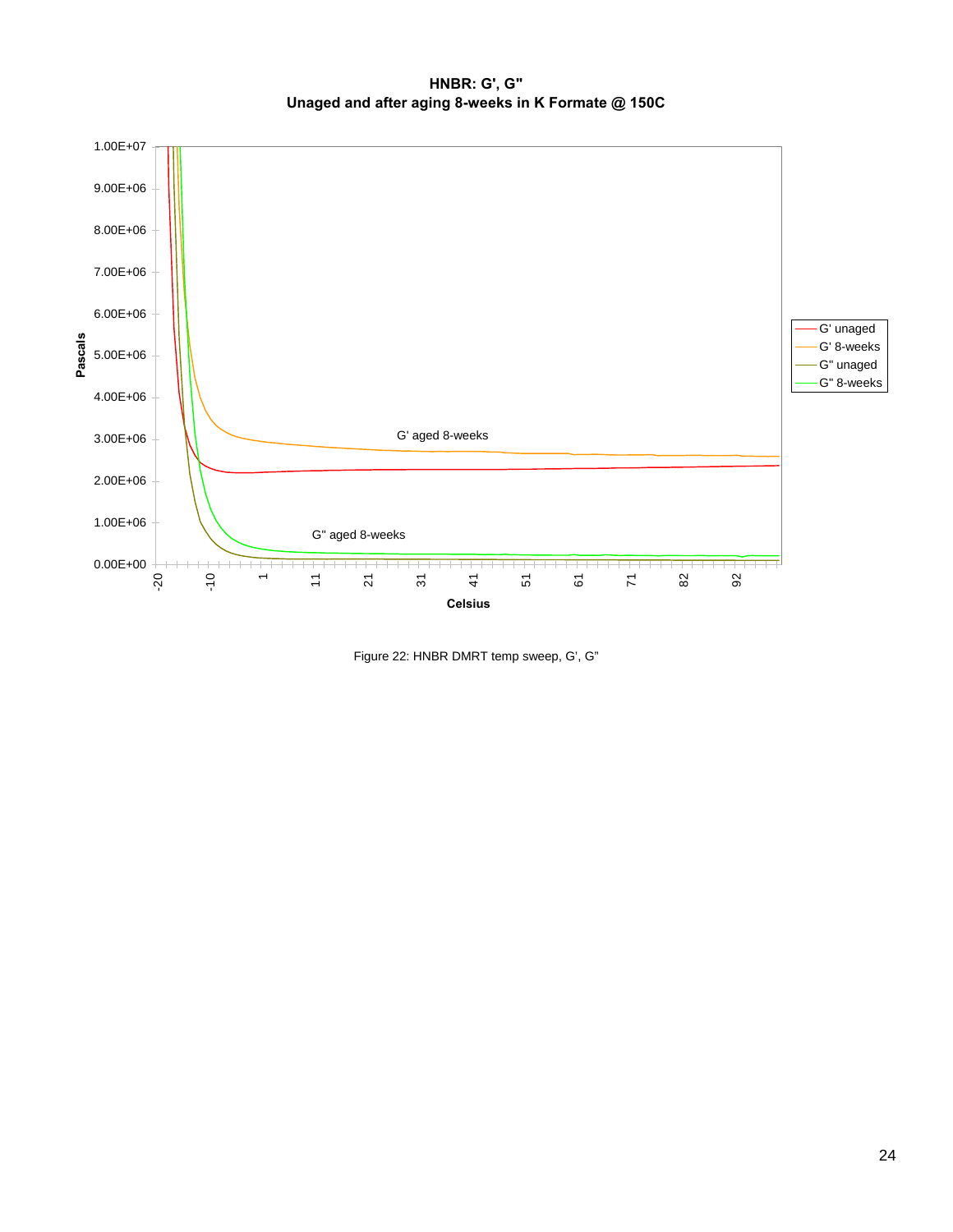Figure 22: HNBR DMRT temp sweep, G’, G”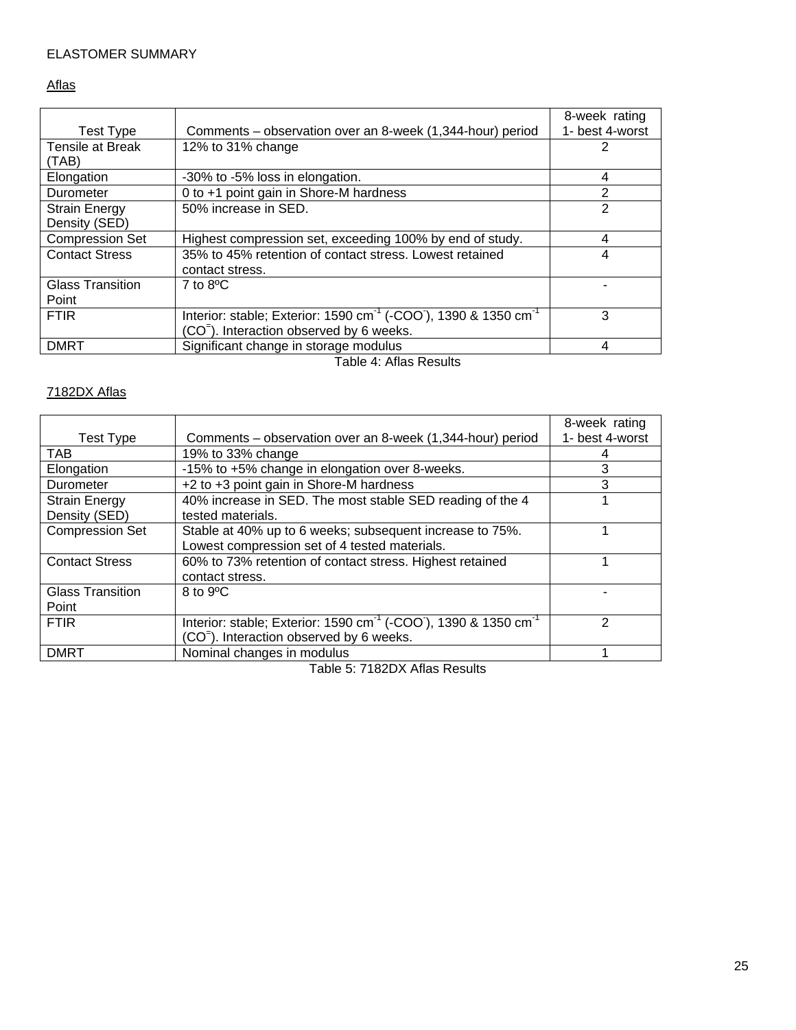ELASTOMER SUMMARY

Aflas

| Test Type | Comments – observation over an 8-week (1,344-hour) period | 8-week rating 1- best 4-worst |
|---|---|---|
| Tensile at Break (TAB) | 12% to 31% change | 2 |
| Elongation | -30% to -5% loss in elongation. | 4 |
| Durometer | 0 to +1 point gain in Shore-M hardness | 2 |
| Strain Energy Density (SED) | 50% increase in SED. | 2 |
| Compression Set | Highest compression set, exceeding 100% by end of study. | 4 |
| Contact Stress | 35% to 45% retention of contact stress. Lowest retained contact stress. | 4 |
| Glass Transition Point | 7 to 8ºC | - |
| FTIR | Interior: stable; Exterior: 1590 $cm^{-1}$ ($-COO^{-}$), 1390 & 1350 $cm^{-1}$ ($CO^{=}$). Interaction observed by 6 weeks. | 3 |
| DMRT | Significant change in storage modulus | 4 |

Table 4: Aflas Results

7182DX Aflas

| Test Type | Comments – observation over an 8-week (1,344-hour) period | 8-week rating 1- best 4-worst |
|---|---|---|
| TAB | 19% to 33% change | 4 |
| Elongation | -15% to +5% change in elongation over 8-weeks. | 3 |
| Durometer | +2 to +3 point gain in Shore-M hardness | 3 |
| Strain Energy Density (SED) | 40% increase in SED. The most stable SED reading of the 4 tested materials. | 1 |
| Compression Set | Stable at 40% up to 6 weeks; subsequent increase to 75%. Lowest compression set of 4 tested materials. | 1 |
| Contact Stress | 60% to 73% retention of contact stress. Highest retained contact stress. | 1 |
| Glass Transition Point | 8 to 9ºC | - |
| FTIR | Interior: stable; Exterior: 1590 $cm^{-1}$ ($-COO^{-}$), 1390 & 1350 $cm^{-1}$ ($CO^{=}$). Interaction observed by 6 weeks. | 2 |
| DMRT | Nominal changes in modulus | 1 |

Table 5: 7182DX Aflas Results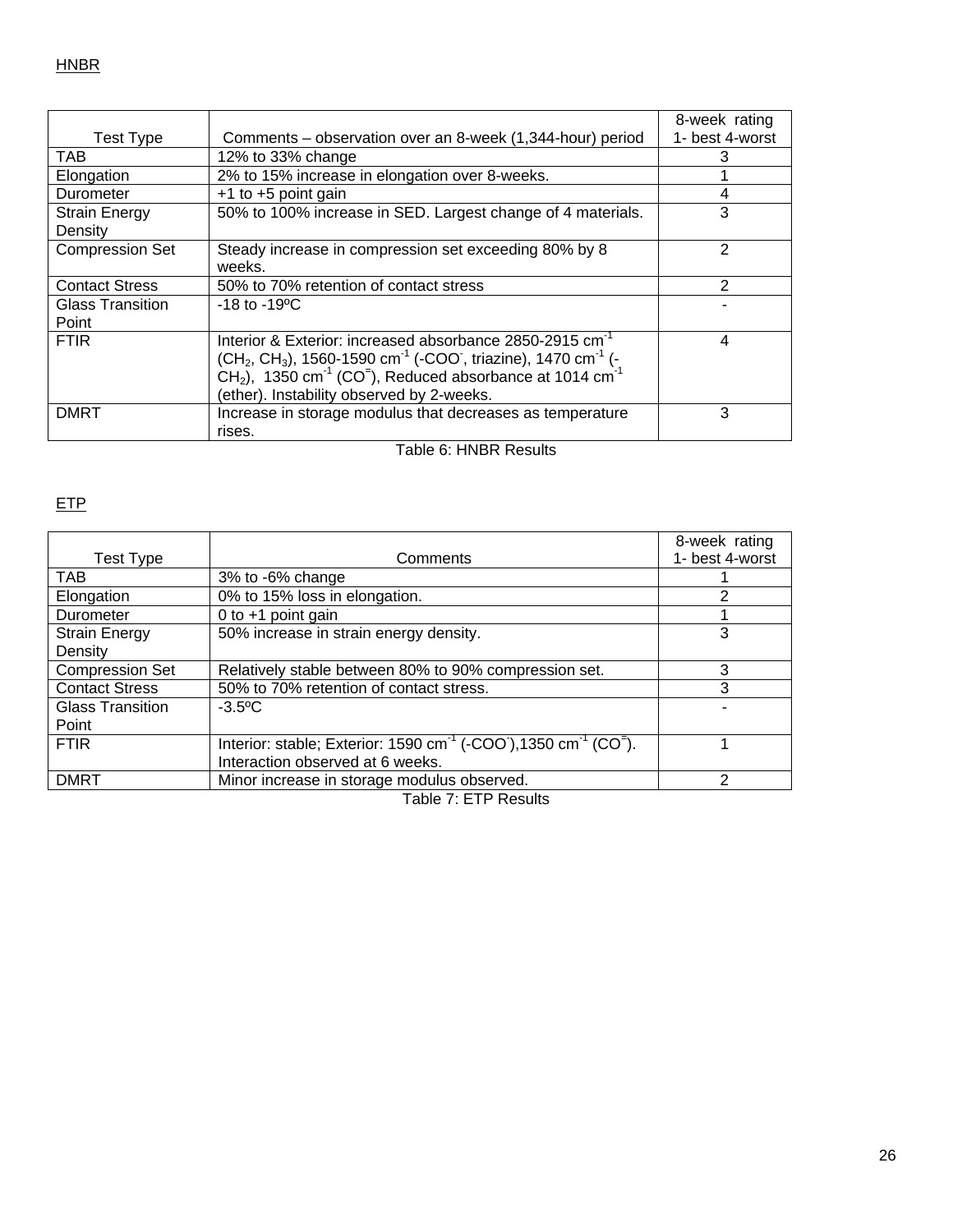HNBR

| Test Type | Comments – observation over an 8-week (1,344-hour) period | 8-week rating 1- best 4-worst |
|---|---|---|
| TAB | 12% to 33% change | 3 |
| Elongation | 2% to 15% increase in elongation over 8-weeks. | 1 |
| Durometer | +1 to +5 point gain | 4 |
| Strain Energy Density | 50% to 100% increase in SED. Largest change of 4 materials. | 3 |
| Compression Set | Steady increase in compression set exceeding 80% by 8 weeks. | 2 |
| Contact Stress | 50% to 70% retention of contact stress | 2 |
| Glass Transition Point | -18 to -19ºC | - |
| FTIR | Interior & Exterior: increased absorbance 2850-2915 $cm^{-1}$ ($CH_2$, $CH_3$), 1560-1590 $cm^{-1}$ ($-COO^-$, triazine), 1470 $cm^{-1}$ ($-CH_2$), 1350 $cm^{-1}$ ($CO^=$), Reduced absorbance at 1014 $cm^{-1}$ (ether). Instability observed by 2-weeks. | 4 |
| DMRT | Increase in storage modulus that decreases as temperature rises. | 3 |

Table 6: HNBR Results

ETP

| Test Type | Comments | 8-week rating 1- best 4-worst |
|---|---|---|
| TAB | 3% to -6% change | 1 |
| Elongation | 0% to 15% loss in elongation. | 2 |
| Durometer | 0 to +1 point gain | 1 |
| Strain Energy Density | 50% increase in strain energy density. | 3 |
| Compression Set | Relatively stable between 80% to 90% compression set. | 3 |
| Contact Stress | 50% to 70% retention of contact stress. | 3 |
| Glass Transition Point | -3.5ºC | - |
| FTIR | Interior: stable; Exterior: 1590 $cm^{-1}$ ($-COO^-$),1350 $cm^{-1}$ ($CO^=$). Interaction observed at 6 weeks. | 1 |
| DMRT | Minor increase in storage modulus observed. | 2 |

Table 7: ETP Results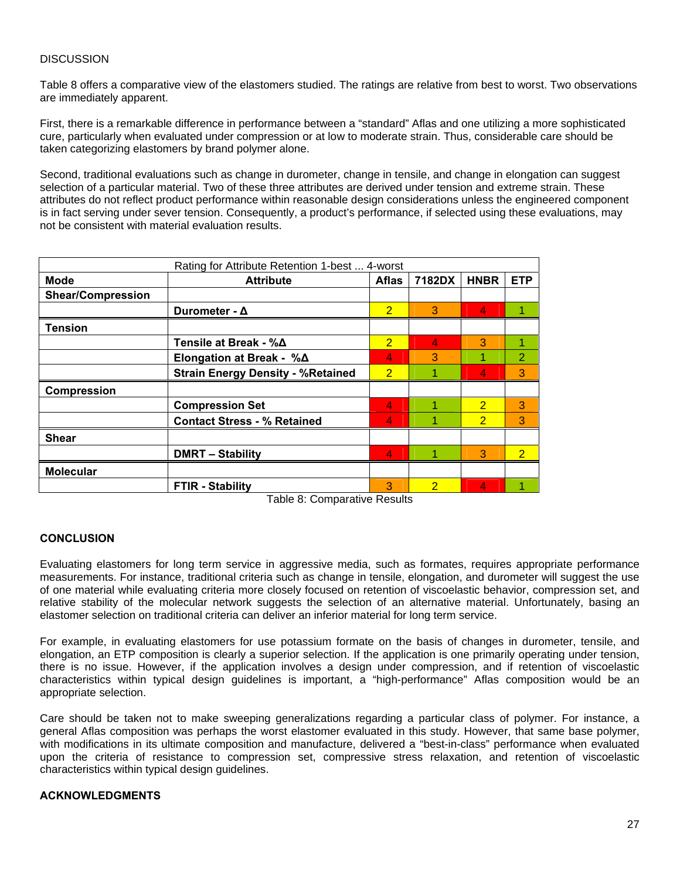DISCUSSION

Table 8 offers a comparative view of the elastomers studied. The ratings are relative from best to worst. Two observations are immediately apparent.

First, there is a remarkable difference in performance between a "standard" Aflas and one utilizing a more sophisticated cure, particularly when evaluated under compression or at low to moderate strain. Thus, considerable care should be taken categorizing elastomers by brand polymer alone.

Second, traditional evaluations such as change in durometer, change in tensile, and change in elongation can suggest selection of a particular material. Two of these three attributes are derived under tension and extreme strain. These attributes do not reflect product performance within reasonable design considerations unless the engineered component is in fact serving under sever tension. Consequently, a product's performance, if selected using these evaluations, may not be consistent with material evaluation results.

| Rating for Attribute Retention 1-best ... 4-worst | | | | | |
|---|---|---|---|---|---|
| **Mode** | **Attribute** | **Aflas** | **7182DX** | **HNBR** | **ETP** |
| **Shear/Compression** | | | | | |
| | **Durometer - Δ** | 2 | 3 | 4 | 1 |
| **Tension** | | | | | |
| | **Tensile at Break - %Δ** | 2 | 4 | 3 | 1 |
| | **Elongation at Break - %Δ** | 4 | 3 | 1 | 2 |
| | **Strain Energy Density - %Retained** | 2 | 1 | 4 | 3 |
| **Compression** | | | | | |
| | **Compression Set** | 4 | 1 | 2 | 3 |
| | **Contact Stress - % Retained** | 4 | 1 | 2 | 3 |
| **Shear** | | | | | |
| | **DMRT – Stability** | 4 | 1 | 3 | 2 |
| **Molecular** | | | | | |
| | **FTIR - Stability** | 3 | 2 | 4 | 1 |

Table 8: Comparative Results

**CONCLUSION**

Evaluating elastomers for long term service in aggressive media, such as formates, requires appropriate performance measurements. For instance, traditional criteria such as change in tensile, elongation, and durometer will suggest the use of one material while evaluating criteria more closely focused on retention of viscoelastic behavior, compression set, and relative stability of the molecular network suggests the selection of an alternative material. Unfortunately, basing an elastomer selection on traditional criteria can deliver an inferior material for long term service.

For example, in evaluating elastomers for use potassium formate on the basis of changes in durometer, tensile, and elongation, an ETP composition is clearly a superior selection. If the application is one primarily operating under tension, there is no issue. However, if the application involves a design under compression, and if retention of viscoelastic characteristics within typical design guidelines is important, a "high-performance" Aflas composition would be an appropriate selection.

Care should be taken not to make sweeping generalizations regarding a particular class of polymer. For instance, a general Aflas composition was perhaps the worst elastomer evaluated in this study. However, that same base polymer, with modifications in its ultimate composition and manufacture, delivered a "best-in-class" performance when evaluated upon the criteria of resistance to compression set, compressive stress relaxation, and retention of viscoelastic characteristics within typical design guidelines.

**ACKNOWLEDGMENTS**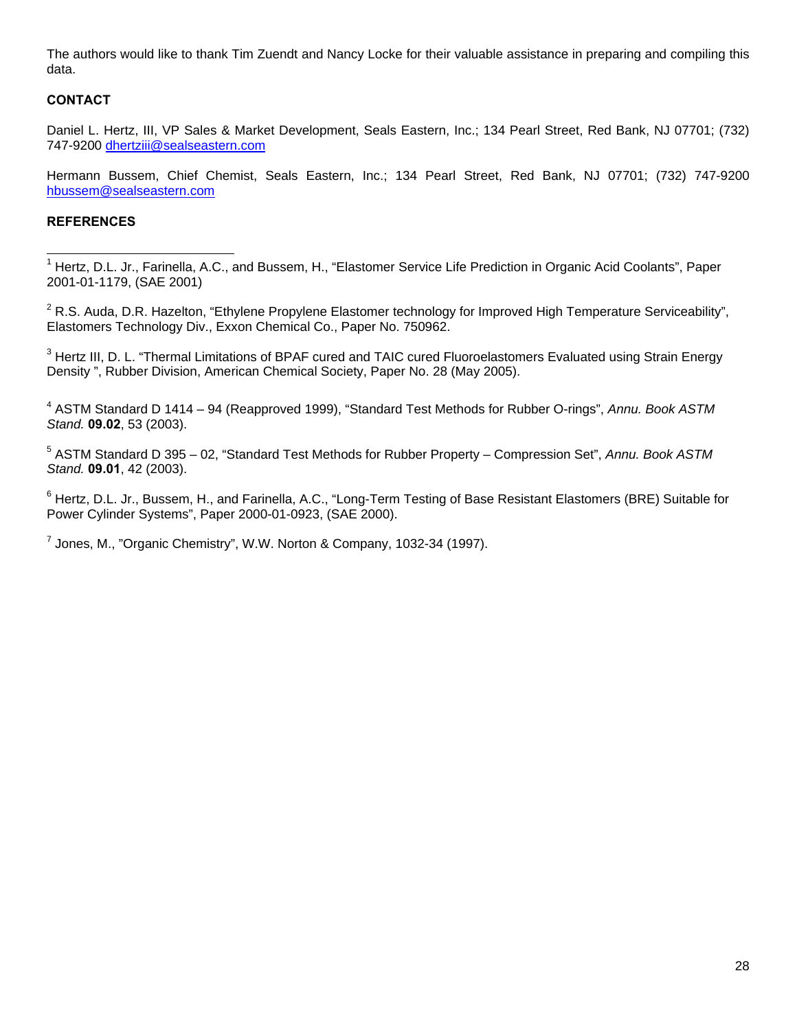The authors would like to thank Tim Zuendt and Nancy Locke for their valuable assistance in preparing and compiling this data.

## CONTACT

Daniel L. Hertz, III, VP Sales & Market Development, Seals Eastern, Inc.; 134 Pearl Street, Red Bank, NJ 07701; (732) 747-9200 dhertziii@sealseastern.com

Hermann Bussem, Chief Chemist, Seals Eastern, Inc.; 134 Pearl Street, Red Bank, NJ 07701; (732) 747-9200 hbussem@sealseastern.com

## REFERENCES

[1] Hertz, D.L. Jr., Farinella, A.C., and Bussem, H., "Elastomer Service Life Prediction in Organic Acid Coolants", Paper 2001-01-1179, (SAE 2001)

[2] R.S. Auda, D.R. Hazelton, "Ethylene Propylene Elastomer technology for Improved High Temperature Serviceability", Elastomers Technology Div., Exxon Chemical Co., Paper No. 750962.

[3] Hertz III, D. L. "Thermal Limitations of BPAF cured and TAIC cured Fluoroelastomers Evaluated using Strain Energy Density ", Rubber Division, American Chemical Society, Paper No. 28 (May 2005).

[4] ASTM Standard D 1414 – 94 (Reapproved 1999), "Standard Test Methods for Rubber O-rings", *Annu. Book ASTM Stand.* **09.02**, 53 (2003).

[5] ASTM Standard D 395 – 02, "Standard Test Methods for Rubber Property – Compression Set", *Annu. Book ASTM Stand.* **09.01**, 42 (2003).

[6] Hertz, D.L. Jr., Bussem, H., and Farinella, A.C., "Long-Term Testing of Base Resistant Elastomers (BRE) Suitable for Power Cylinder Systems", Paper 2000-01-0923, (SAE 2000).

[7] Jones, M., "Organic Chemistry", W.W. Norton & Company, 1032-34 (1997).